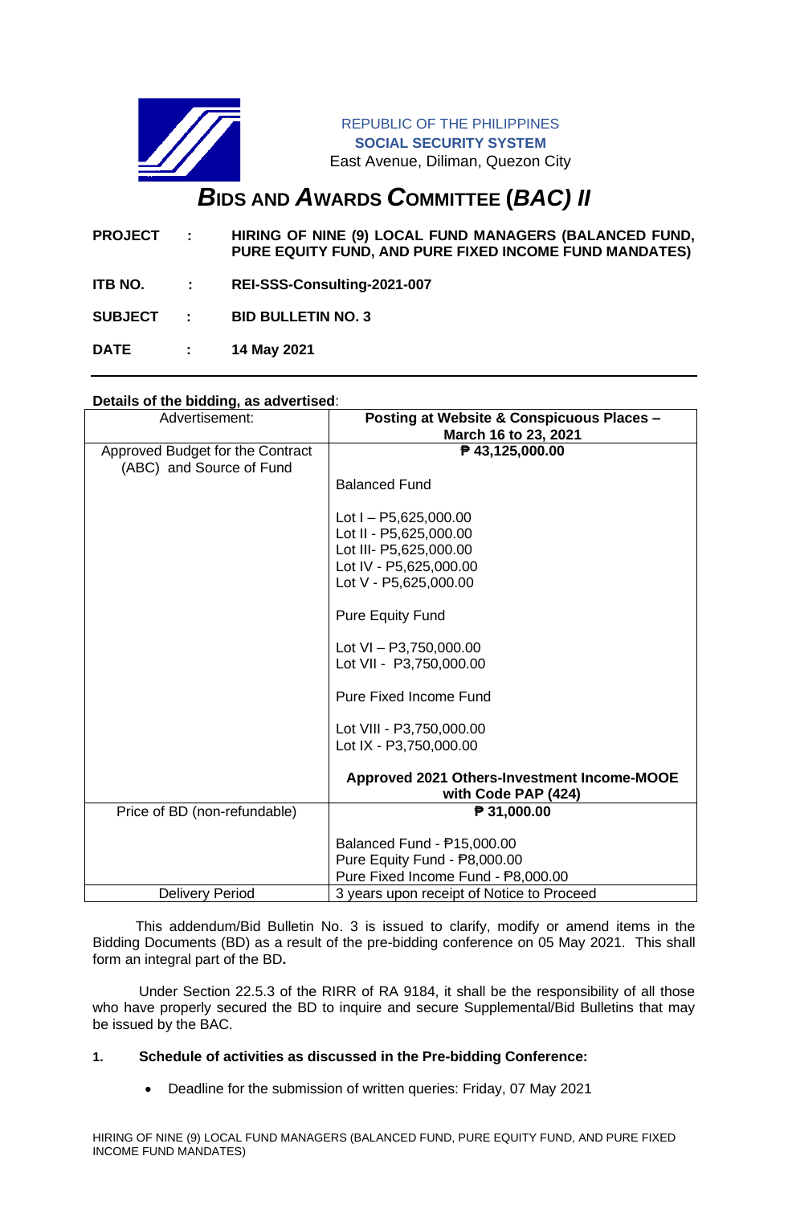REPUBLIC OF THE PHILIPPINES
**SOCIAL SECURITY SYSTEM**
East Avenue, Diliman, Quezon City

# ***B*IDS AND *A*WARDS *C*OMMITTEE (*BAC) II***

**PROJECT : HIRING OF NINE (9) LOCAL FUND MANAGERS (BALANCED FUND, PURE EQUITY FUND, AND PURE FIXED INCOME FUND MANDATES)**

**ITB NO. : REI-SSS-Consulting-2021-007**

**SUBJECT : BID BULLETIN NO. 3**

**DATE : 14 May 2021**

---

**Details of the bidding, as advertised**:

| Advertisement: | **Posting at Website & Conspicuous Places – March 16 to 23, 2021** |
|---|---|
| Approved Budget for the Contract (ABC) and Source of Fund | **₱ 43,125,000.00**<br><br>Balanced Fund<br><br>Lot I – P5,625,000.00<br>Lot II - P5,625,000.00<br>Lot III- P5,625,000.00<br>Lot IV - P5,625,000.00<br>Lot V - P5,625,000.00<br><br>Pure Equity Fund<br><br>Lot VI – P3,750,000.00<br>Lot VII - P3,750,000.00<br><br>Pure Fixed Income Fund<br><br>Lot VIII - P3,750,000.00<br>Lot IX - P3,750,000.00<br><br>**Approved 2021 Others-Investment Income-MOOE with Code PAP (424)** |
| Price of BD (non-refundable) | **₱ 31,000.00**<br><br>Balanced Fund - ₱15,000.00<br>Pure Equity Fund - ₱8,000.00<br>Pure Fixed Income Fund - ₱8,000.00 |
| Delivery Period | 3 years upon receipt of Notice to Proceed |

This addendum/Bid Bulletin No. 3 is issued to clarify, modify or amend items in the Bidding Documents (BD) as a result of the pre-bidding conference on 05 May 2021. This shall form an integral part of the BD**.**

Under Section 22.5.3 of the RIRR of RA 9184, it shall be the responsibility of all those who have properly secured the BD to inquire and secure Supplemental/Bid Bulletins that may be issued by the BAC.

**1. Schedule of activities as discussed in the Pre-bidding Conference:**

- Deadline for the submission of written queries: Friday, 07 May 2021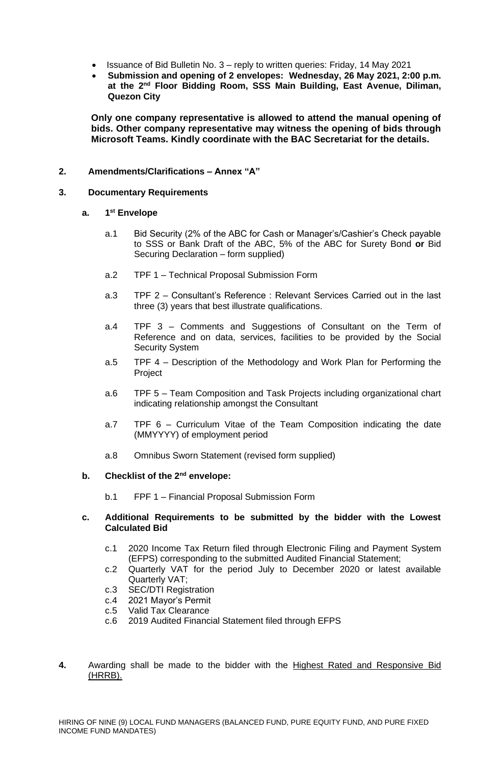- Issuance of Bid Bulletin No. 3 – reply to written queries: Friday, 14 May 2021
- **Submission and opening of 2 envelopes: Wednesday, 26 May 2021, 2:00 p.m. at the 2nd Floor Bidding Room, SSS Main Building, East Avenue, Diliman, Quezon City**

**Only one company representative is allowed to attend the manual opening of bids. Other company representative may witness the opening of bids through Microsoft Teams. Kindly coordinate with the BAC Secretariat for the details.**

**2. Amendments/Clarifications – Annex "A"**

**3. Documentary Requirements**

**a. 1st Envelope**

a.1 Bid Security (2% of the ABC for Cash or Manager's/Cashier's Check payable to SSS or Bank Draft of the ABC, 5% of the ABC for Surety Bond **or** Bid Securing Declaration – form supplied)

a.2 TPF 1 – Technical Proposal Submission Form

a.3 TPF 2 – Consultant's Reference : Relevant Services Carried out in the last three (3) years that best illustrate qualifications.

a.4 TPF 3 – Comments and Suggestions of Consultant on the Term of Reference and on data, services, facilities to be provided by the Social Security System

a.5 TPF 4 – Description of the Methodology and Work Plan for Performing the Project

a.6 TPF 5 – Team Composition and Task Projects including organizational chart indicating relationship amongst the Consultant

a.7 TPF 6 – Curriculum Vitae of the Team Composition indicating the date (MMYYYY) of employment period

a.8 Omnibus Sworn Statement (revised form supplied)

**b. Checklist of the 2nd envelope:**

b.1 FPF 1 – Financial Proposal Submission Form

**c. Additional Requirements to be submitted by the bidder with the Lowest Calculated Bid**

c.1 2020 Income Tax Return filed through Electronic Filing and Payment System (EFPS) corresponding to the submitted Audited Financial Statement;
c.2 Quarterly VAT for the period July to December 2020 or latest available Quarterly VAT;
c.3 SEC/DTI Registration
c.4 2021 Mayor's Permit
c.5 Valid Tax Clearance
c.6 2019 Audited Financial Statement filed through EFPS

**4.** Awarding shall be made to the bidder with the Highest Rated and Responsive Bid (HRRB).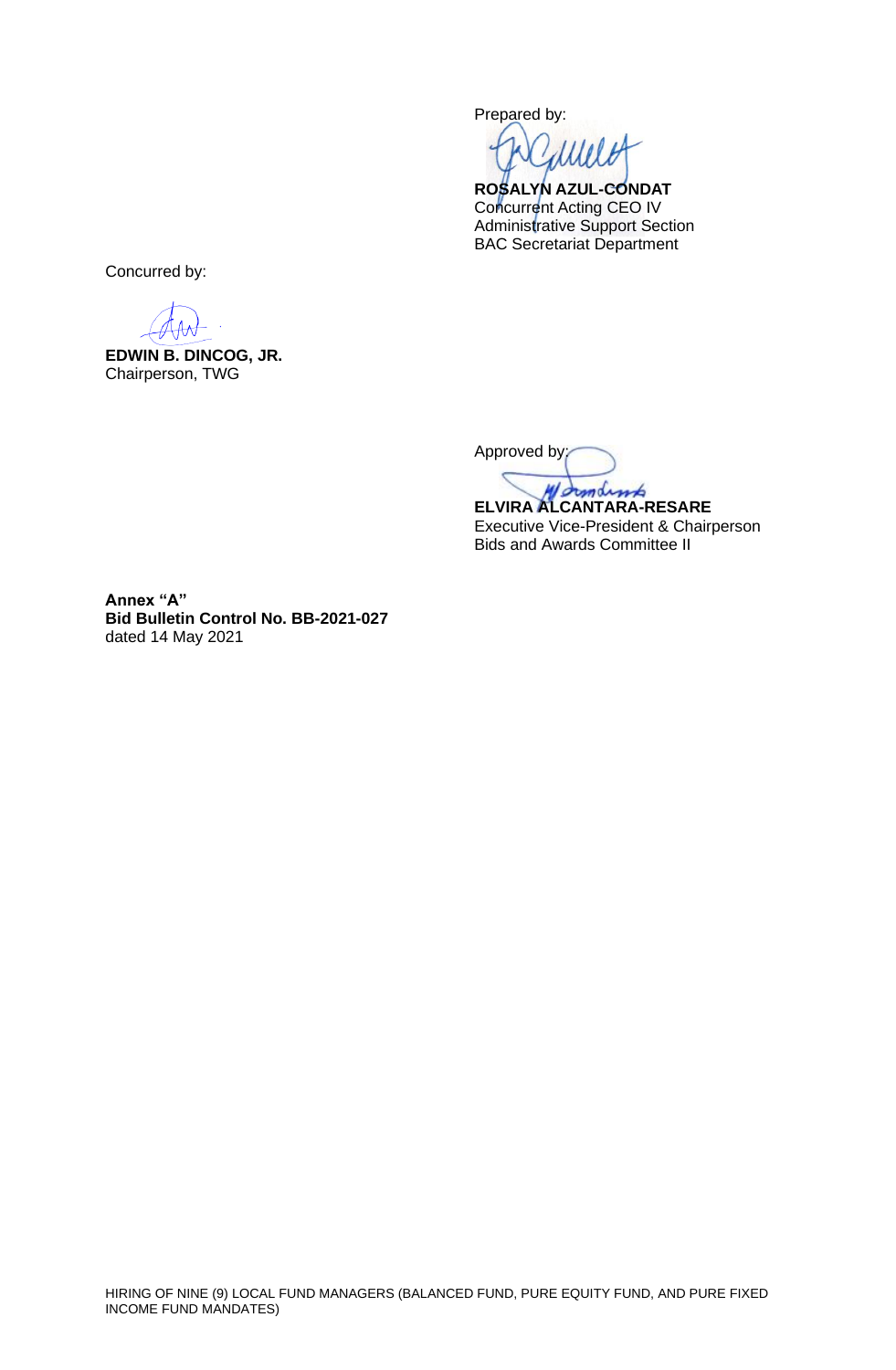Prepared by:

**ROSALYN AZUL-CONDAT**
Concurrent Acting CEO IV
Administrative Support Section
BAC Secretariat Department

Concurred by:

**EDWIN B. DINCOG, JR.**
Chairperson, TWG

Approved by:

**ELVIRA ALCANTARA-RESARE**
Executive Vice-President & Chairperson
Bids and Awards Committee II

**Annex "A"**
**Bid Bulletin Control No. BB-2021-027**
dated 14 May 2021